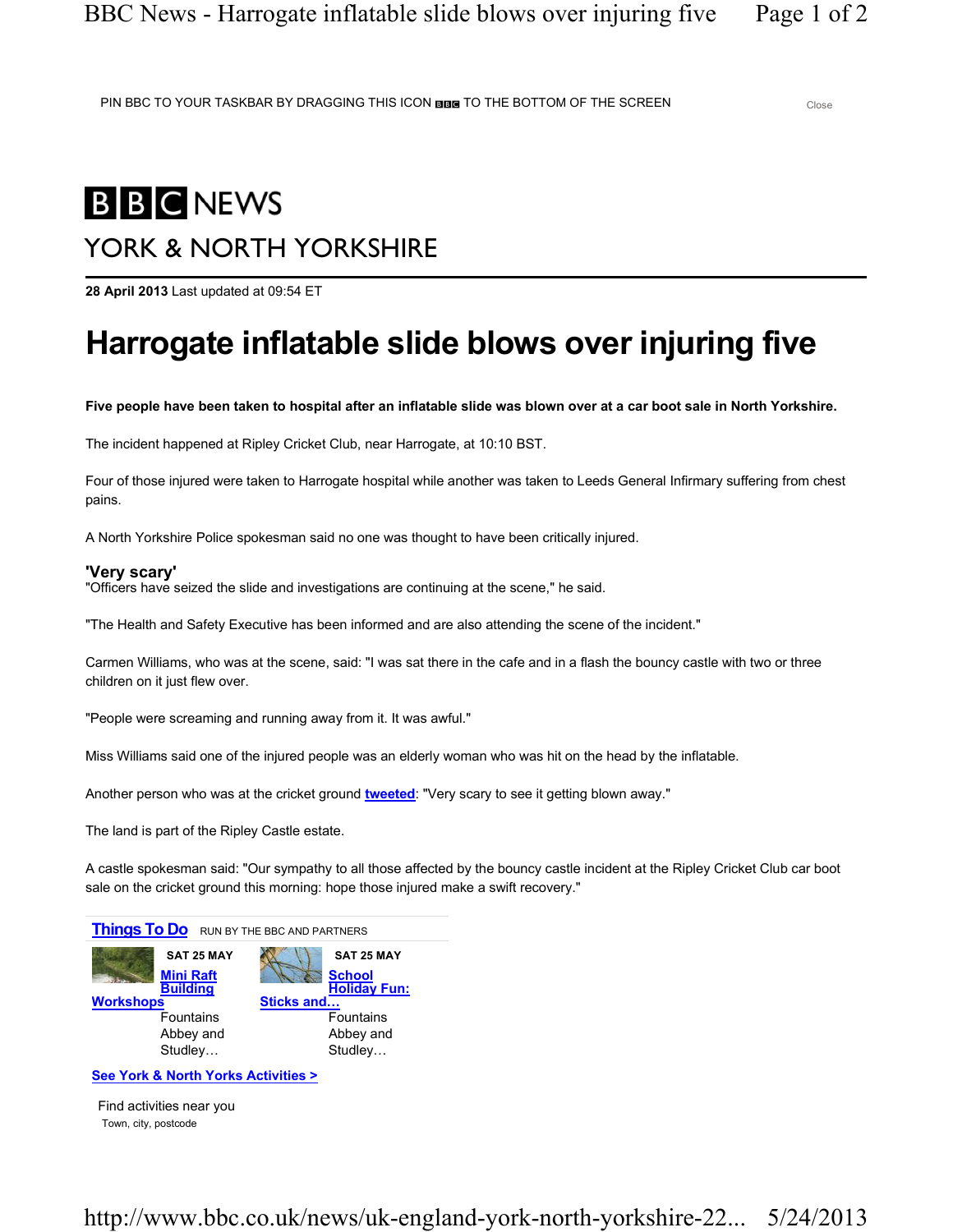PIN BBC TO YOUR TASKBAR BY DRAGGING THIS ICON TO THE BOTTOM OF THE SCREEN

Close

# BBC NEWS

## YORK & NORTH YORKSHIRE

**28 April 2013** Last updated at 09:54 ET

# Harrogate inflatable slide blows over injuring five

**Five people have been taken to hospital after an inflatable slide was blown over at a car boot sale in North Yorkshire.**

The incident happened at Ripley Cricket Club, near Harrogate, at 10:10 BST.

Four of those injured were taken to Harrogate hospital while another was taken to Leeds General Infirmary suffering from chest pains.

A North Yorkshire Police spokesman said no one was thought to have been critically injured.

### 'Very scary'

"Officers have seized the slide and investigations are continuing at the scene," he said.

"The Health and Safety Executive has been informed and are also attending the scene of the incident."

Carmen Williams, who was at the scene, said: "I was sat there in the cafe and in a flash the bouncy castle with two or three children on it just flew over.

"People were screaming and running away from it. It was awful."

Miss Williams said one of the injured people was an elderly woman who was hit on the head by the inflatable.

Another person who was at the cricket ground **tweeted**: "Very scary to see it getting blown away."

The land is part of the Ripley Castle estate.

A castle spokesman said: "Our sympathy to all those affected by the bouncy castle incident at the Ripley Cricket Club car boot sale on the cricket ground this morning: hope those injured make a swift recovery."

**Things To Do** RUN BY THE BBC AND PARTNERS

**SAT 25 MAY**
**Mini Raft Building Workshops**
Fountains Abbey and Studley…

**SAT 25 MAY**
**School Holiday Fun: Sticks and…**
Fountains Abbey and Studley…

**See York & North Yorks Activities >**

Find activities near you
Town, city, postcode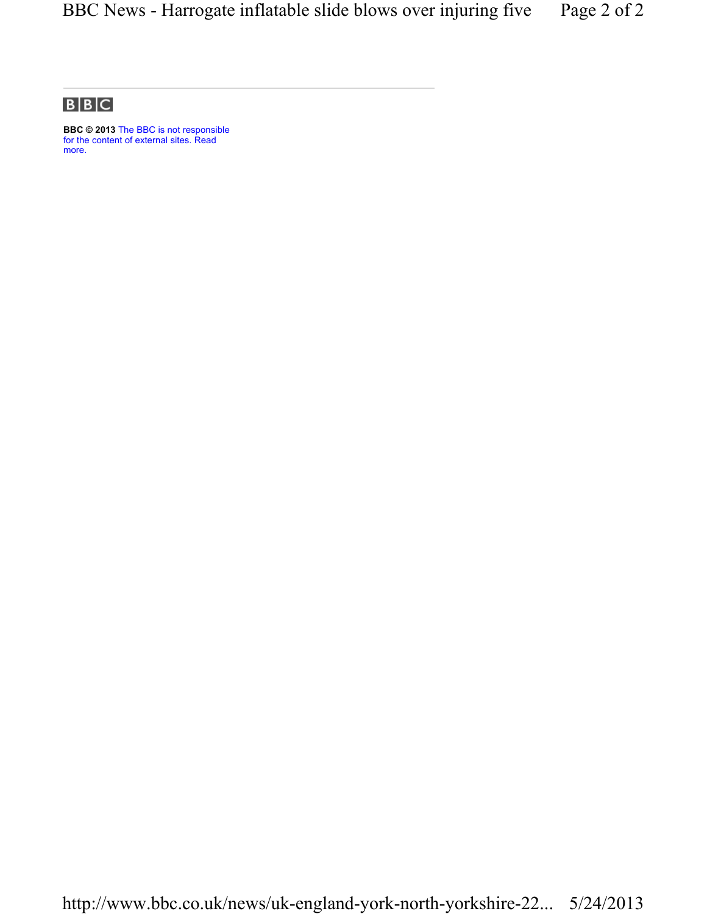BBC

**BBC © 2013** The BBC is not responsible for the content of external sites. Read more.